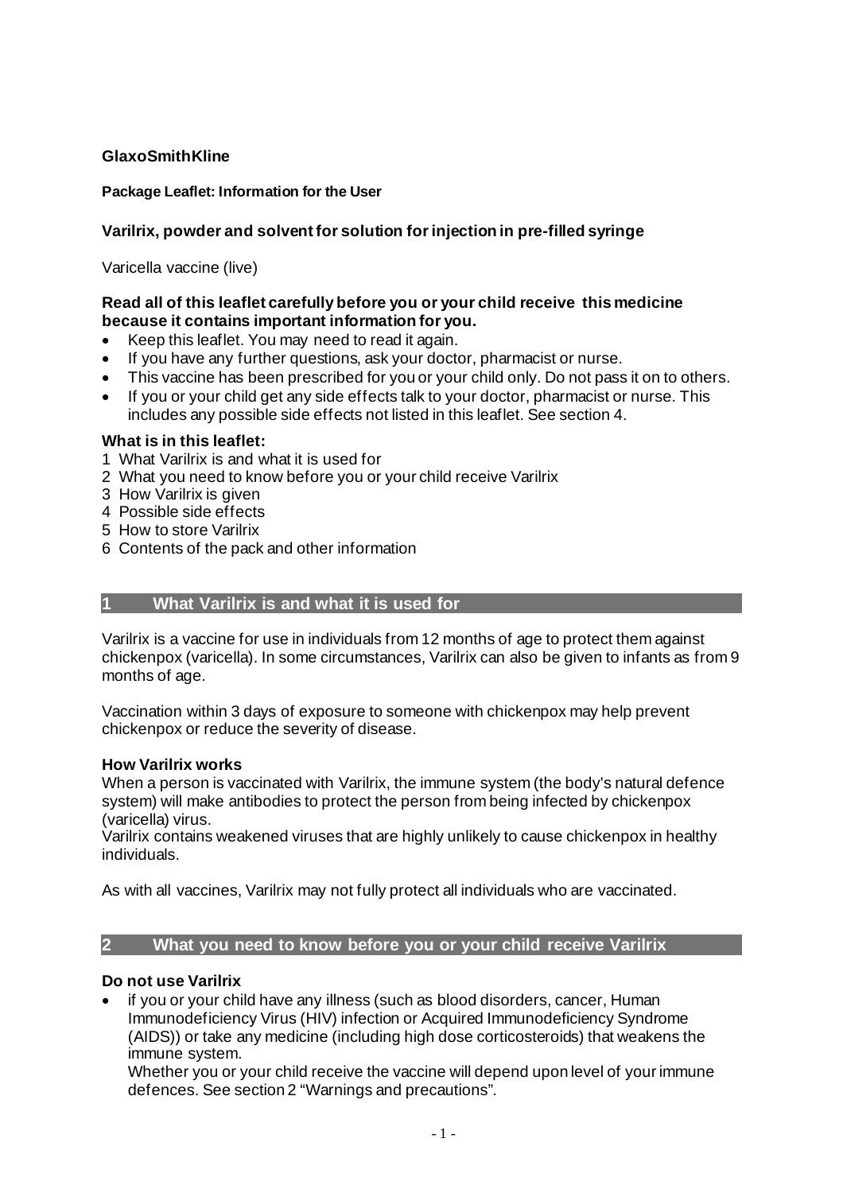**GlaxoSmithKline**

**Package Leaflet: Information for the User**

**Varilrix, powder and solvent for solution for injection in pre-filled syringe**

Varicella vaccine (live)

**Read all of this leaflet carefully before you or your child receive this medicine because it contains important information for you.**

- Keep this leaflet. You may need to read it again.
- If you have any further questions, ask your doctor, pharmacist or nurse.
- This vaccine has been prescribed for you or your child only. Do not pass it on to others.
- If you or your child get any side effects talk to your doctor, pharmacist or nurse. This includes any possible side effects not listed in this leaflet. See section 4.

**What is in this leaflet:**

1 What Varilrix is and what it is used for
2 What you need to know before you or your child receive Varilrix
3 How Varilrix is given
4 Possible side effects
5 How to store Varilrix
6 Contents of the pack and other information

## 1 What Varilrix is and what it is used for

Varilrix is a vaccine for use in individuals from 12 months of age to protect them against chickenpox (varicella). In some circumstances, Varilrix can also be given to infants as from 9 months of age.

Vaccination within 3 days of exposure to someone with chickenpox may help prevent chickenpox or reduce the severity of disease.

**How Varilrix works**

When a person is vaccinated with Varilrix, the immune system (the body's natural defence system) will make antibodies to protect the person from being infected by chickenpox (varicella) virus.
Varilrix contains weakened viruses that are highly unlikely to cause chickenpox in healthy individuals.

As with all vaccines, Varilrix may not fully protect all individuals who are vaccinated.

## 2 What you need to know before you or your child receive Varilrix

**Do not use Varilrix**

- if you or your child have any illness (such as blood disorders, cancer, Human Immunodeficiency Virus (HIV) infection or Acquired Immunodeficiency Syndrome (AIDS)) or take any medicine (including high dose corticosteroids) that weakens the immune system.
  Whether you or your child receive the vaccine will depend upon level of your immune defences. See section 2 "Warnings and precautions".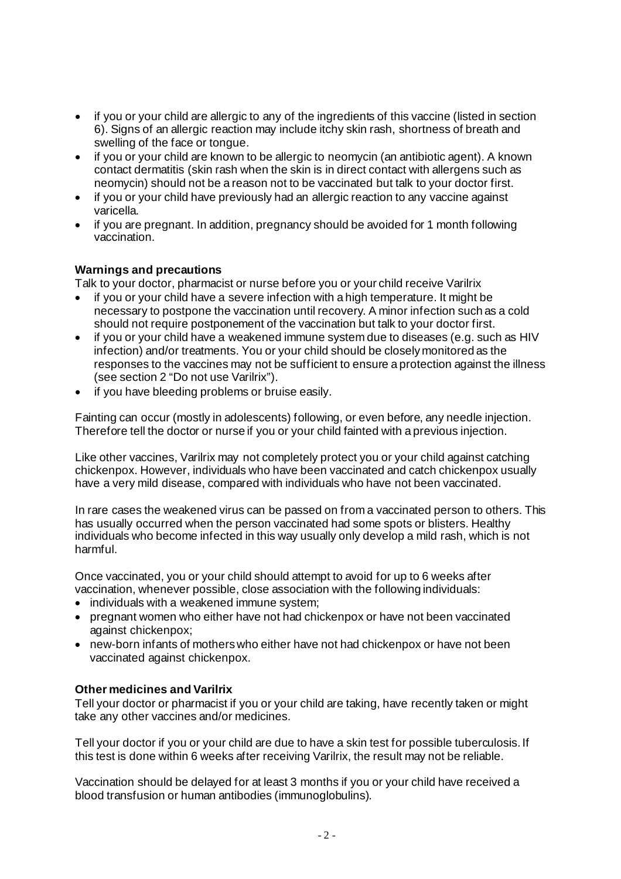- if you or your child are allergic to any of the ingredients of this vaccine (listed in section 6). Signs of an allergic reaction may include itchy skin rash, shortness of breath and swelling of the face or tongue.
- if you or your child are known to be allergic to neomycin (an antibiotic agent). A known contact dermatitis (skin rash when the skin is in direct contact with allergens such as neomycin) should not be a reason not to be vaccinated but talk to your doctor first.
- if you or your child have previously had an allergic reaction to any vaccine against varicella.
- if you are pregnant. In addition, pregnancy should be avoided for 1 month following vaccination.

**Warnings and precautions**

Talk to your doctor, pharmacist or nurse before you or your child receive Varilrix

- if you or your child have a severe infection with a high temperature. It might be necessary to postpone the vaccination until recovery. A minor infection such as a cold should not require postponement of the vaccination but talk to your doctor first.
- if you or your child have a weakened immune system due to diseases (e.g. such as HIV infection) and/or treatments. You or your child should be closely monitored as the responses to the vaccines may not be sufficient to ensure a protection against the illness (see section 2 "Do not use Varilrix").
- if you have bleeding problems or bruise easily.

Fainting can occur (mostly in adolescents) following, or even before, any needle injection. Therefore tell the doctor or nurse if you or your child fainted with a previous injection.

Like other vaccines, Varilrix may not completely protect you or your child against catching chickenpox. However, individuals who have been vaccinated and catch chickenpox usually have a very mild disease, compared with individuals who have not been vaccinated.

In rare cases the weakened virus can be passed on from a vaccinated person to others. This has usually occurred when the person vaccinated had some spots or blisters. Healthy individuals who become infected in this way usually only develop a mild rash, which is not harmful.

Once vaccinated, you or your child should attempt to avoid for up to 6 weeks after vaccination, whenever possible, close association with the following individuals:

- individuals with a weakened immune system;
- pregnant women who either have not had chickenpox or have not been vaccinated against chickenpox;
- new-born infants of mothers who either have not had chickenpox or have not been vaccinated against chickenpox.

**Other medicines and Varilrix**

Tell your doctor or pharmacist if you or your child are taking, have recently taken or might take any other vaccines and/or medicines.

Tell your doctor if you or your child are due to have a skin test for possible tuberculosis. If this test is done within 6 weeks after receiving Varilrix, the result may not be reliable.

Vaccination should be delayed for at least 3 months if you or your child have received a blood transfusion or human antibodies (immunoglobulins).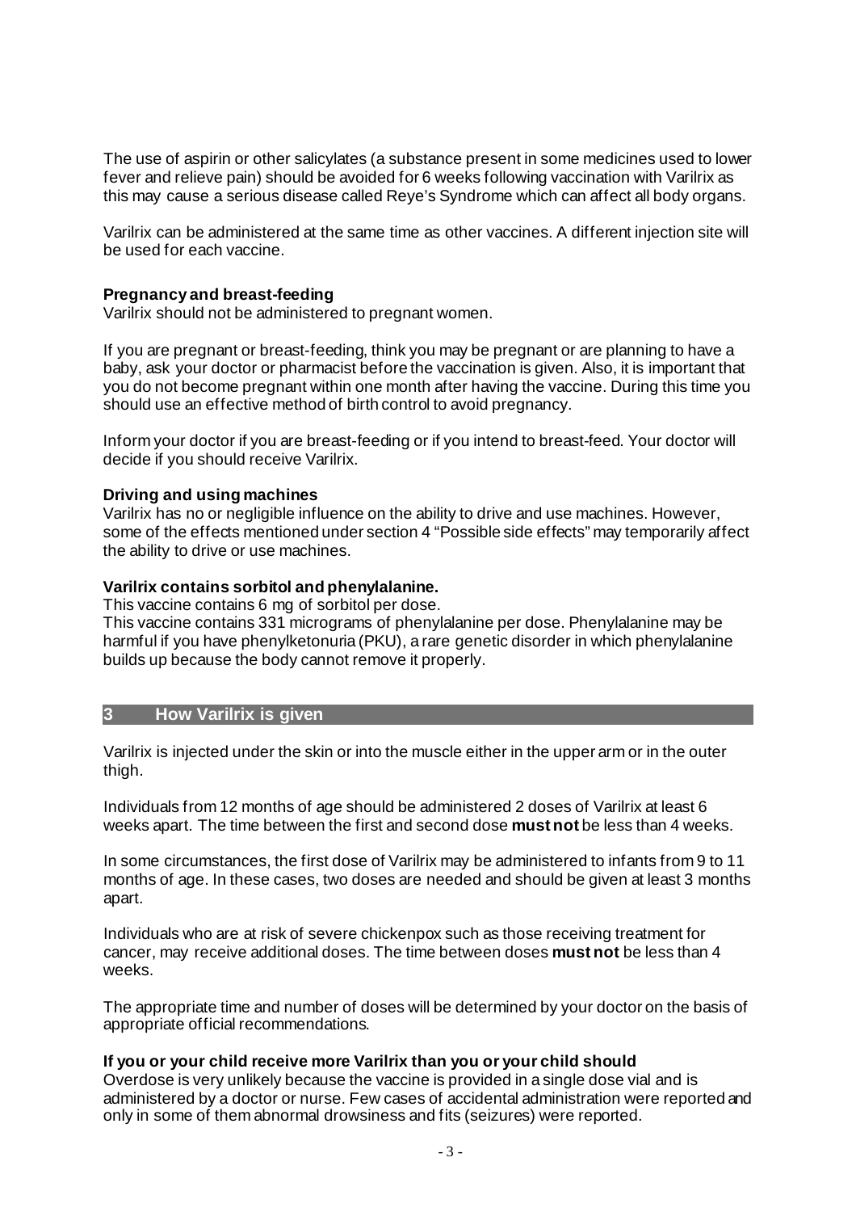The use of aspirin or other salicylates (a substance present in some medicines used to lower fever and relieve pain) should be avoided for 6 weeks following vaccination with Varilrix as this may cause a serious disease called Reye's Syndrome which can affect all body organs.

Varilrix can be administered at the same time as other vaccines. A different injection site will be used for each vaccine.

**Pregnancy and breast-feeding**
Varilrix should not be administered to pregnant women.

If you are pregnant or breast-feeding, think you may be pregnant or are planning to have a baby, ask your doctor or pharmacist before the vaccination is given. Also, it is important that you do not become pregnant within one month after having the vaccine. During this time you should use an effective method of birth control to avoid pregnancy.

Inform your doctor if you are breast-feeding or if you intend to breast-feed. Your doctor will decide if you should receive Varilrix.

**Driving and using machines**
Varilrix has no or negligible influence on the ability to drive and use machines. However, some of the effects mentioned under section 4 "Possible side effects" may temporarily affect the ability to drive or use machines.

**Varilrix contains sorbitol and phenylalanine.**
This vaccine contains 6 mg of sorbitol per dose.
This vaccine contains 331 micrograms of phenylalanine per dose. Phenylalanine may be harmful if you have phenylketonuria (PKU), a rare genetic disorder in which phenylalanine builds up because the body cannot remove it properly.

## 3 How Varilrix is given

Varilrix is injected under the skin or into the muscle either in the upper arm or in the outer thigh.

Individuals from 12 months of age should be administered 2 doses of Varilrix at least 6 weeks apart. The time between the first and second dose **must not** be less than 4 weeks.

In some circumstances, the first dose of Varilrix may be administered to infants from 9 to 11 months of age. In these cases, two doses are needed and should be given at least 3 months apart.

Individuals who are at risk of severe chickenpox such as those receiving treatment for cancer, may receive additional doses. The time between doses **must not** be less than 4 weeks.

The appropriate time and number of doses will be determined by your doctor on the basis of appropriate official recommendations.

**If you or your child receive more Varilrix than you or your child should**
Overdose is very unlikely because the vaccine is provided in a single dose vial and is administered by a doctor or nurse. Few cases of accidental administration were reported and only in some of them abnormal drowsiness and fits (seizures) were reported.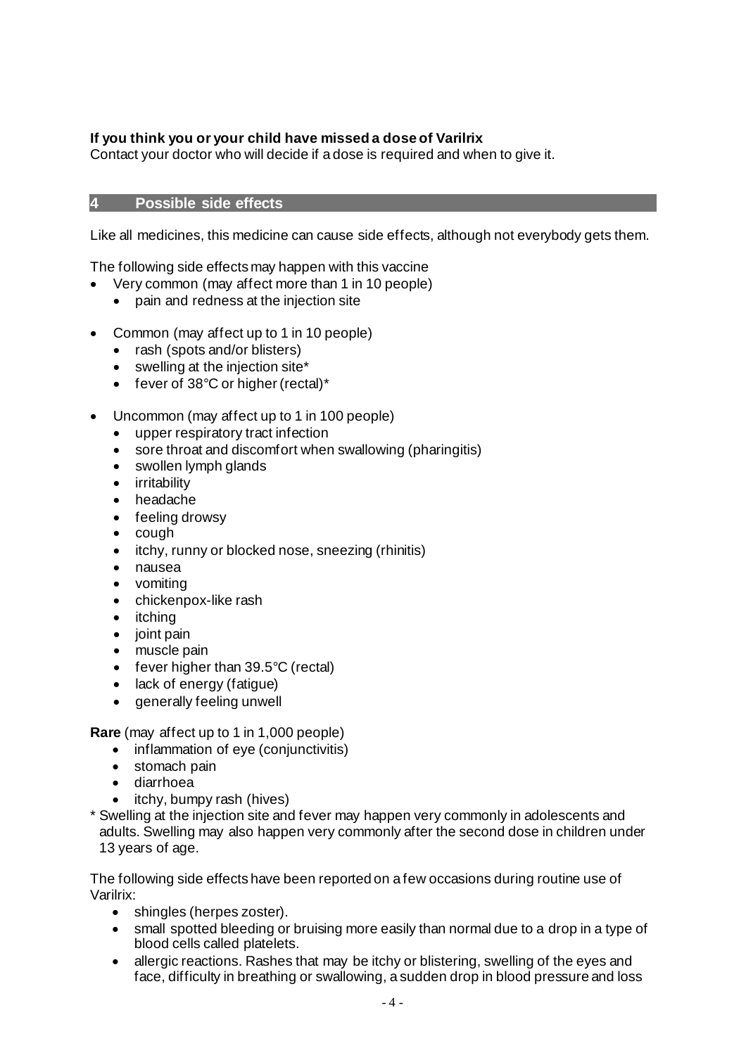**If you think you or your child have missed a dose of Varilrix**
Contact your doctor who will decide if a dose is required and when to give it.

## 4 Possible side effects

Like all medicines, this medicine can cause side effects, although not everybody gets them.

The following side effects may happen with this vaccine

- Very common (may affect more than 1 in 10 people)
  - pain and redness at the injection site

- Common (may affect up to 1 in 10 people)
  - rash (spots and/or blisters)
  - swelling at the injection site*
  - fever of 38°C or higher (rectal)*

- Uncommon (may affect up to 1 in 100 people)
  - upper respiratory tract infection
  - sore throat and discomfort when swallowing (pharingitis)
  - swollen lymph glands
  - irritability
  - headache
  - feeling drowsy
  - cough
  - itchy, runny or blocked nose, sneezing (rhinitis)
  - nausea
  - vomiting
  - chickenpox-like rash
  - itching
  - joint pain
  - muscle pain
  - fever higher than 39.5°C (rectal)
  - lack of energy (fatigue)
  - generally feeling unwell

**Rare** (may affect up to 1 in 1,000 people)

- inflammation of eye (conjunctivitis)
- stomach pain
- diarrhoea
- itchy, bumpy rash (hives)

\* Swelling at the injection site and fever may happen very commonly in adolescents and adults. Swelling may also happen very commonly after the second dose in children under 13 years of age.

The following side effects have been reported on a few occasions during routine use of Varilrix:

- shingles (herpes zoster).
- small spotted bleeding or bruising more easily than normal due to a drop in a type of blood cells called platelets.
- allergic reactions. Rashes that may be itchy or blistering, swelling of the eyes and face, difficulty in breathing or swallowing, a sudden drop in blood pressure and loss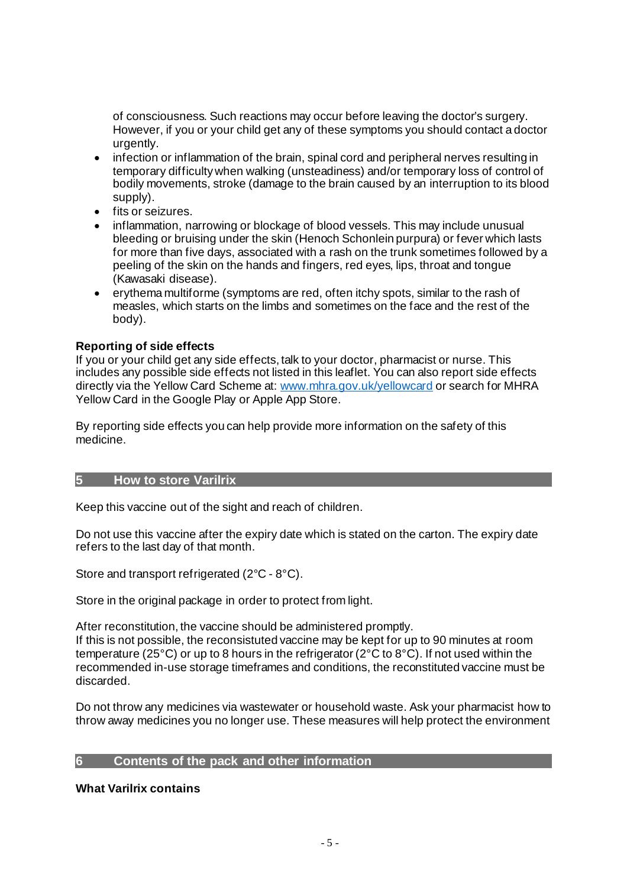of consciousness. Such reactions may occur before leaving the doctor's surgery. However, if you or your child get any of these symptoms you should contact a doctor urgently.

- infection or inflammation of the brain, spinal cord and peripheral nerves resulting in temporary difficulty when walking (unsteadiness) and/or temporary loss of control of bodily movements, stroke (damage to the brain caused by an interruption to its blood supply).
- fits or seizures.
- inflammation, narrowing or blockage of blood vessels. This may include unusual bleeding or bruising under the skin (Henoch Schonlein purpura) or fever which lasts for more than five days, associated with a rash on the trunk sometimes followed by a peeling of the skin on the hands and fingers, red eyes, lips, throat and tongue (Kawasaki disease).
- erythema multiforme (symptoms are red, often itchy spots, similar to the rash of measles, which starts on the limbs and sometimes on the face and the rest of the body).

**Reporting of side effects**

If you or your child get any side effects, talk to your doctor, pharmacist or nurse. This includes any possible side effects not listed in this leaflet. You can also report side effects directly via the Yellow Card Scheme at: www.mhra.gov.uk/yellowcard or search for MHRA Yellow Card in the Google Play or Apple App Store.

By reporting side effects you can help provide more information on the safety of this medicine.

## 5 How to store Varilrix

Keep this vaccine out of the sight and reach of children.

Do not use this vaccine after the expiry date which is stated on the carton. The expiry date refers to the last day of that month.

Store and transport refrigerated (2°C - 8°C).

Store in the original package in order to protect from light.

After reconstitution, the vaccine should be administered promptly.
If this is not possible, the reconsistuted vaccine may be kept for up to 90 minutes at room temperature (25°C) or up to 8 hours in the refrigerator (2°C to 8°C). If not used within the recommended in-use storage timeframes and conditions, the reconstituted vaccine must be discarded.

Do not throw any medicines via wastewater or household waste. Ask your pharmacist how to throw away medicines you no longer use. These measures will help protect the environment

## 6 Contents of the pack and other information

**What Varilrix contains**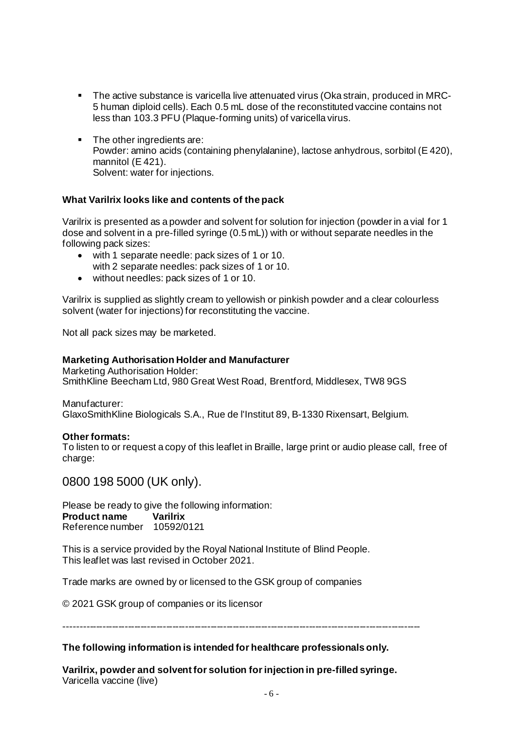- The active substance is varicella live attenuated virus (Oka strain, produced in MRC-5 human diploid cells). Each 0.5 mL dose of the reconstituted vaccine contains not less than 103.3 PFU (Plaque-forming units) of varicella virus.

- The other ingredients are:
  Powder: amino acids (containing phenylalanine), lactose anhydrous, sorbitol (E 420), mannitol (E 421).
  Solvent: water for injections.

**What Varilrix looks like and contents of the pack**

Varilrix is presented as a powder and solvent for solution for injection (powder in a vial for 1 dose and solvent in a pre-filled syringe (0.5 mL)) with or without separate needles in the following pack sizes:

- with 1 separate needle: pack sizes of 1 or 10.
  with 2 separate needles: pack sizes of 1 or 10.
- without needles: pack sizes of 1 or 10.

Varilrix is supplied as slightly cream to yellowish or pinkish powder and a clear colourless solvent (water for injections) for reconstituting the vaccine.

Not all pack sizes may be marketed.

**Marketing Authorisation Holder and Manufacturer**
Marketing Authorisation Holder:
SmithKline Beecham Ltd, 980 Great West Road, Brentford, Middlesex, TW8 9GS

Manufacturer:
GlaxoSmithKline Biologicals S.A., Rue de l'Institut 89, B-1330 Rixensart, Belgium.

**Other formats:**
To listen to or request a copy of this leaflet in Braille, large print or audio please call, free of charge:

0800 198 5000 (UK only).

Please be ready to give the following information:
**Product name** **Varilrix**
Reference number 10592/0121

This is a service provided by the Royal National Institute of Blind People.
This leaflet was last revised in October 2021.

Trade marks are owned by or licensed to the GSK group of companies

© 2021 GSK group of companies or its licensor

---

**The following information is intended for healthcare professionals only.**

**Varilrix, powder and solvent for solution for injection in pre-filled syringe.**
Varicella vaccine (live)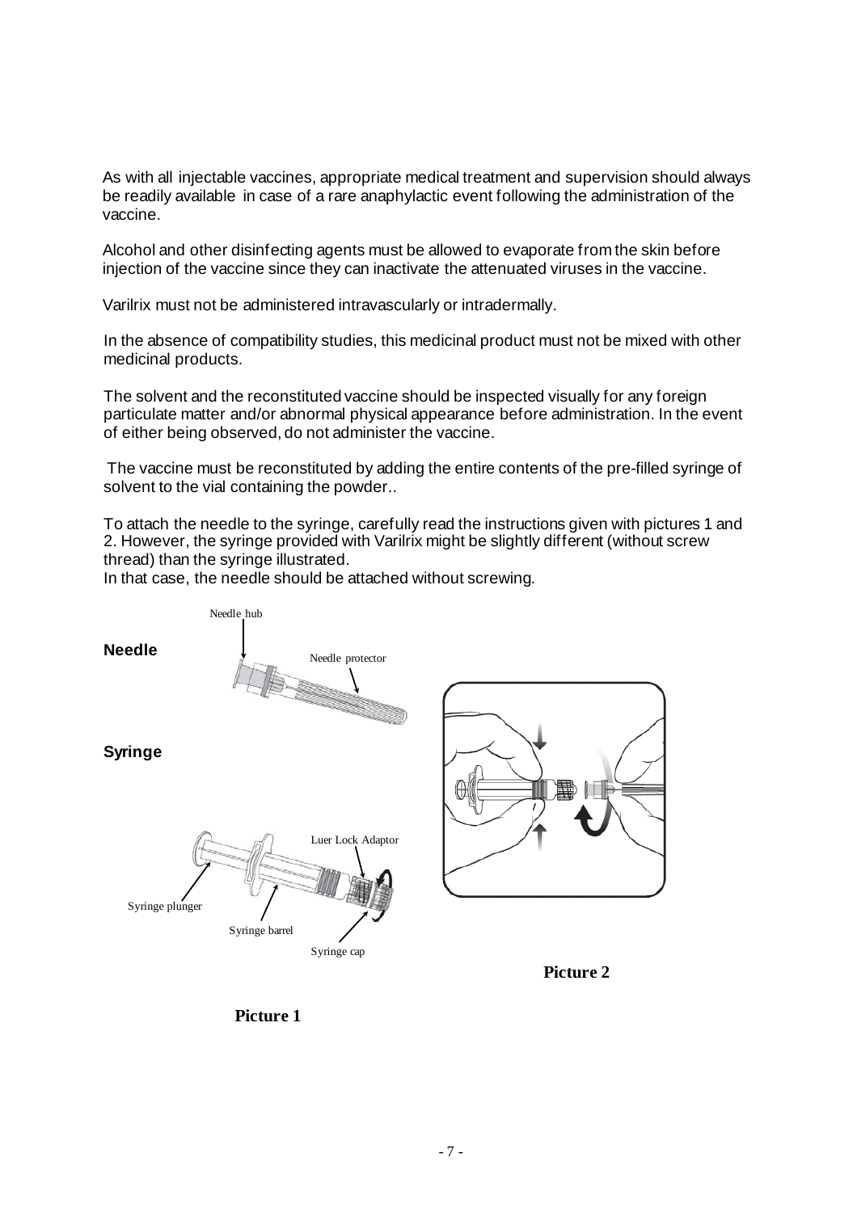As with all injectable vaccines, appropriate medical treatment and supervision should always be readily available in case of a rare anaphylactic event following the administration of the vaccine.

Alcohol and other disinfecting agents must be allowed to evaporate from the skin before injection of the vaccine since they can inactivate the attenuated viruses in the vaccine.

Varilrix must not be administered intravascularly or intradermally.

In the absence of compatibility studies, this medicinal product must not be mixed with other medicinal products.

The solvent and the reconstituted vaccine should be inspected visually for any foreign particulate matter and/or abnormal physical appearance before administration. In the event of either being observed, do not administer the vaccine.

The vaccine must be reconstituted by adding the entire contents of the pre-filled syringe of solvent to the vial containing the powder..

To attach the needle to the syringe, carefully read the instructions given with pictures 1 and 2. However, the syringe provided with Varilrix might be slightly different (without screw thread) than the syringe illustrated.
In that case, the needle should be attached without screwing.

**Needle**

Needle hub

Needle protector

**Syringe**

Luer Lock Adaptor

Syringe plunger

Syringe barrel

Syringe cap

**Picture 2**

**Picture 1**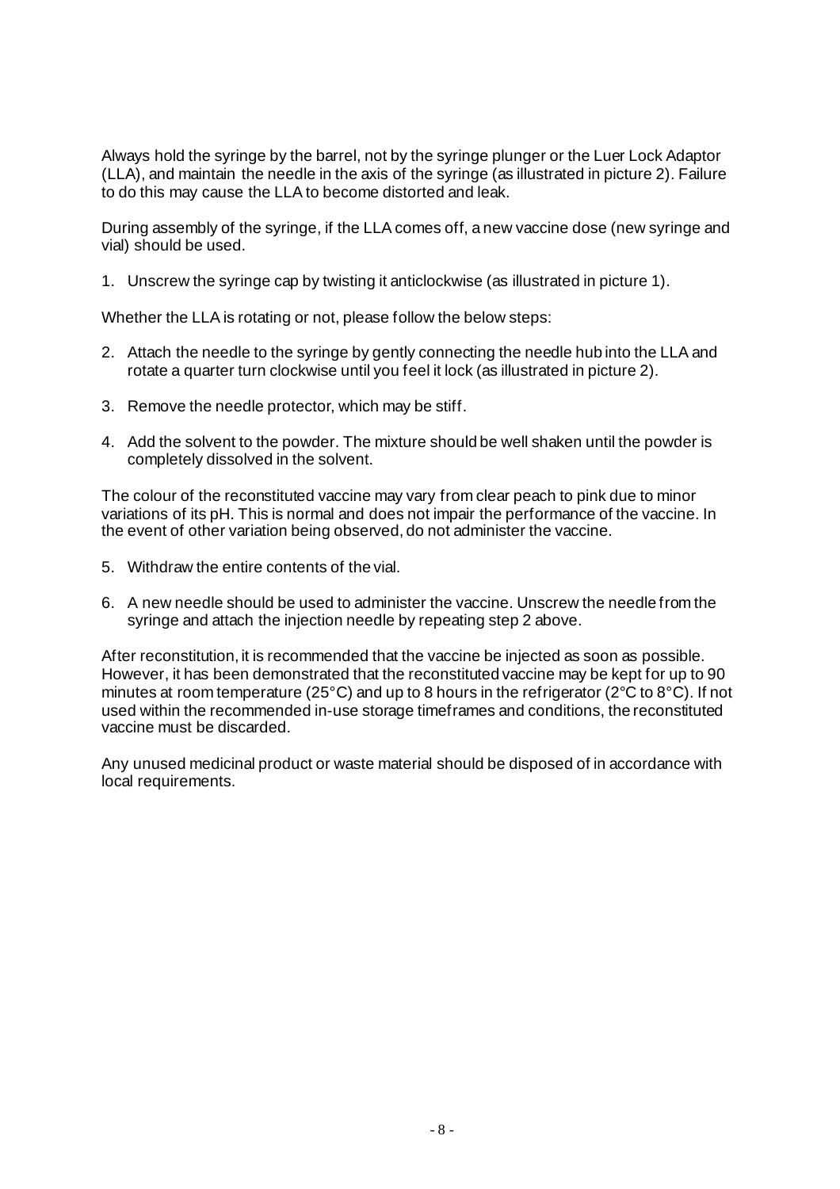Always hold the syringe by the barrel, not by the syringe plunger or the Luer Lock Adaptor (LLA), and maintain the needle in the axis of the syringe (as illustrated in picture 2). Failure to do this may cause the LLA to become distorted and leak.

During assembly of the syringe, if the LLA comes off, a new vaccine dose (new syringe and vial) should be used.

1. Unscrew the syringe cap by twisting it anticlockwise (as illustrated in picture 1).

Whether the LLA is rotating or not, please follow the below steps:

2. Attach the needle to the syringe by gently connecting the needle hub into the LLA and rotate a quarter turn clockwise until you feel it lock (as illustrated in picture 2).

3. Remove the needle protector, which may be stiff.

4. Add the solvent to the powder. The mixture should be well shaken until the powder is completely dissolved in the solvent.

The colour of the reconstituted vaccine may vary from clear peach to pink due to minor variations of its pH. This is normal and does not impair the performance of the vaccine. In the event of other variation being observed, do not administer the vaccine.

5. Withdraw the entire contents of the vial.

6. A new needle should be used to administer the vaccine. Unscrew the needle from the syringe and attach the injection needle by repeating step 2 above.

After reconstitution, it is recommended that the vaccine be injected as soon as possible. However, it has been demonstrated that the reconstituted vaccine may be kept for up to 90 minutes at room temperature (25°C) and up to 8 hours in the refrigerator (2°C to 8°C). If not used within the recommended in-use storage timeframes and conditions, the reconstituted vaccine must be discarded.

Any unused medicinal product or waste material should be disposed of in accordance with local requirements.